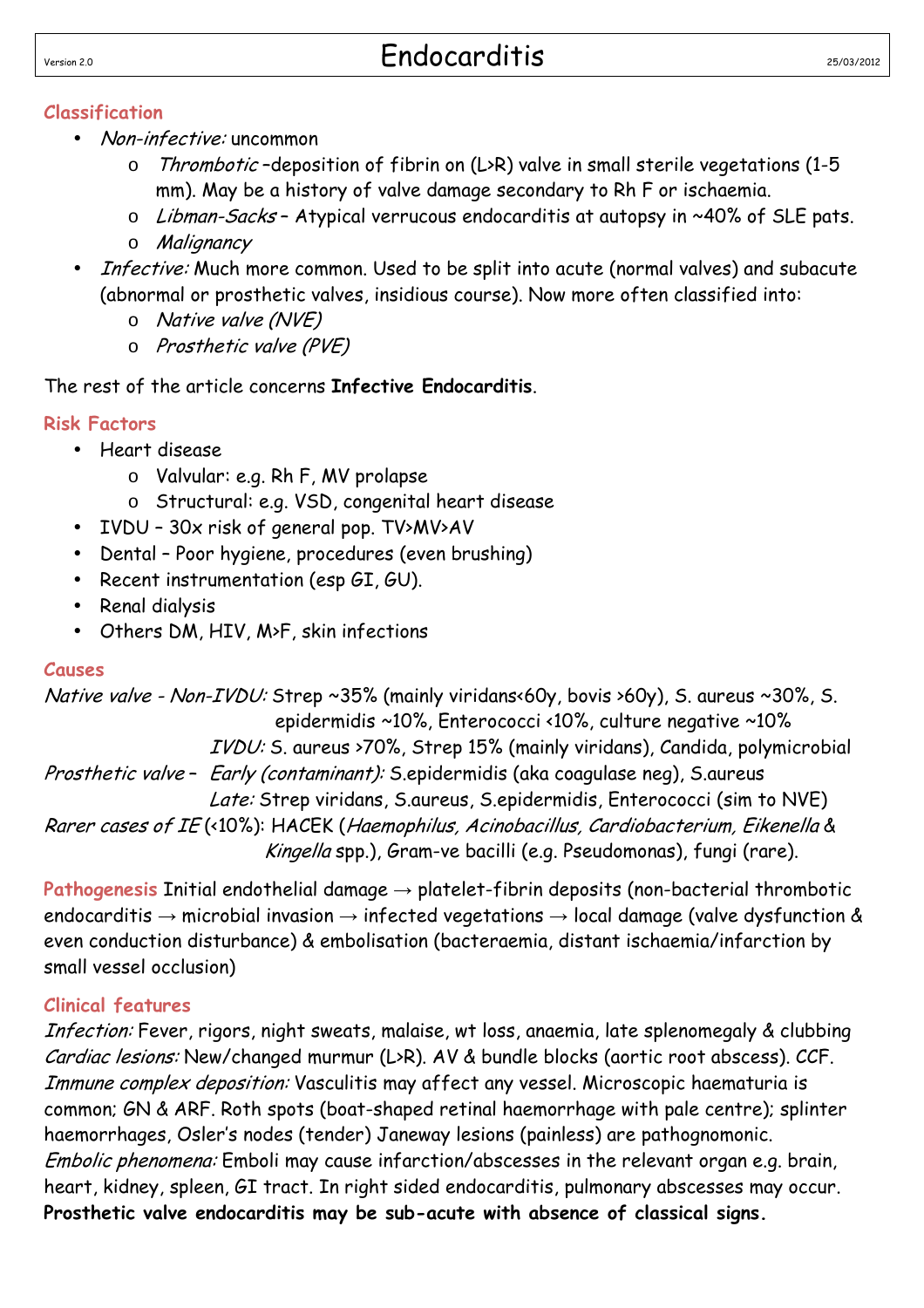# Endocarditis

Version 2.0 — 25/03/2012

## Classification

- *Non-infective:* uncommon
  - *Thrombotic* –deposition of fibrin on (L>R) valve in small sterile vegetations (1-5 mm). May be a history of valve damage secondary to Rh F or ischaemia.
  - *Libman-Sacks* – Atypical verrucous endocarditis at autopsy in ~40% of SLE pats.
  - *Malignancy*
- *Infective:* Much more common. Used to be split into acute (normal valves) and subacute (abnormal or prosthetic valves, insidious course). Now more often classified into:
  - *Native valve (NVE)*
  - *Prosthetic valve (PVE)*

The rest of the article concerns **Infective Endocarditis**.

## Risk Factors

- Heart disease
  - Valvular: e.g. Rh F, MV prolapse
  - Structural: e.g. VSD, congenital heart disease
- IVDU – 30x risk of general pop. TV>MV>AV
- Dental – Poor hygiene, procedures (even brushing)
- Recent instrumentation (esp GI, GU).
- Renal dialysis
- Others DM, HIV, M>F, skin infections

## Causes

*Native valve - Non-IVDU:* Strep ~35% (mainly viridans<60y, bovis >60y), S. aureus ~30%, S. epidermidis ~10%, Enterococci <10%, culture negative ~10%

*IVDU:* S. aureus >70%, Strep 15% (mainly viridans), Candida, polymicrobial

*Prosthetic valve – Early (contaminant):* S.epidermidis (aka coagulase neg), S.aureus

*Late:* Strep viridans, S.aureus, S.epidermidis, Enterococci (sim to NVE)

*Rarer cases of IE* (<10%): HACEK (*Haemophilus, Acinobacillus, Cardiobacterium, Eikenella* & *Kingella* spp.), Gram-ve bacilli (e.g. Pseudomonas), fungi (rare).

## Pathogenesis

Initial endothelial damage → platelet-fibrin deposits (non-bacterial thrombotic endocarditis → microbial invasion → infected vegetations → local damage (valve dysfunction & even conduction disturbance) & embolisation (bacteraemia, distant ischaemia/infarction by small vessel occlusion)

## Clinical features

*Infection:* Fever, rigors, night sweats, malaise, wt loss, anaemia, late splenomegaly & clubbing

*Cardiac lesions:* New/changed murmur (L>R). AV & bundle blocks (aortic root abscess). CCF.

*Immune complex deposition:* Vasculitis may affect any vessel. Microscopic haematuria is common; GN & ARF. Roth spots (boat-shaped retinal haemorrhage with pale centre); splinter haemorrhages, Osler's nodes (tender) Janeway lesions (painless) are pathognomonic.

*Embolic phenomena:* Emboli may cause infarction/abscesses in the relevant organ e.g. brain, heart, kidney, spleen, GI tract. In right sided endocarditis, pulmonary abscesses may occur.

**Prosthetic valve endocarditis may be sub-acute with absence of classical signs.**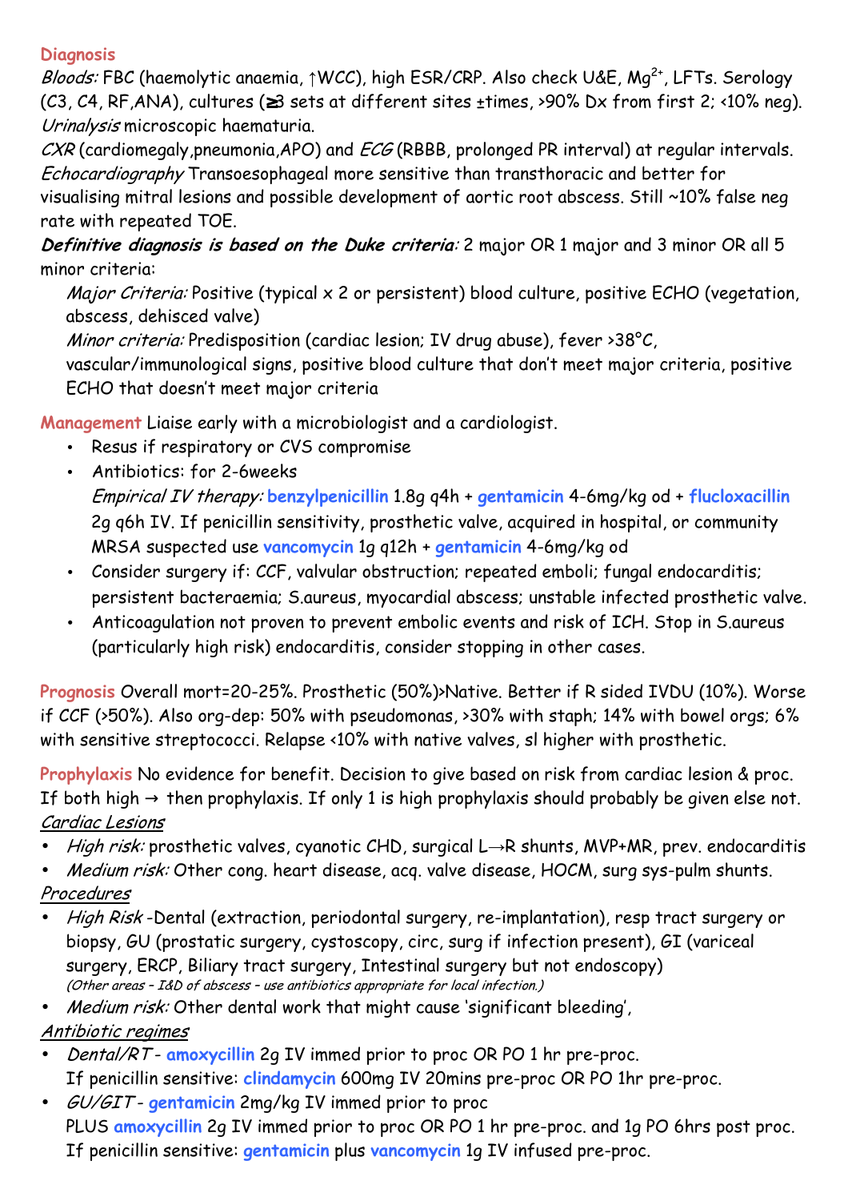**Diagnosis**

*Bloods:* FBC (haemolytic anaemia, ↑WCC), high ESR/CRP. Also check U&E, $Mg^{2+}$, LFTs. Serology (C3, C4, RF,ANA), cultures (≥3 sets at different sites ±times, >90% Dx from first 2; <10% neg).
*Urinalysis* microscopic haematuria.
*CXR* (cardiomegaly,pneumonia,APO) and *ECG* (RBBB, prolonged PR interval) at regular intervals.
*Echocardiography* Transoesophageal more sensitive than transthoracic and better for visualising mitral lesions and possible development of aortic root abscess. Still ~10% false neg rate with repeated TOE.

***Definitive diagnosis is based on the Duke criteria:*** 2 major OR 1 major and 3 minor OR all 5 minor criteria:

*Major Criteria:* Positive (typical x 2 or persistent) blood culture, positive ECHO (vegetation, abscess, dehisced valve)

*Minor criteria:* Predisposition (cardiac lesion; IV drug abuse), fever >38°C, vascular/immunological signs, positive blood culture that don't meet major criteria, positive ECHO that doesn't meet major criteria

**Management** Liaise early with a microbiologist and a cardiologist.

- Resus if respiratory or CVS compromise
- Antibiotics: for 2-6weeks
  *Empirical IV therapy:* **benzylpenicillin** 1.8g q4h + **gentamicin** 4-6mg/kg od + **flucloxacillin** 2g q6h IV. If penicillin sensitivity, prosthetic valve, acquired in hospital, or community MRSA suspected use **vancomycin** 1g q12h + **gentamicin** 4-6mg/kg od
- Consider surgery if: CCF, valvular obstruction; repeated emboli; fungal endocarditis; persistent bacteraemia; S.aureus, myocardial abscess; unstable infected prosthetic valve.
- Anticoagulation not proven to prevent embolic events and risk of ICH. Stop in S.aureus (particularly high risk) endocarditis, consider stopping in other cases.

**Prognosis** Overall mort=20-25%. Prosthetic (50%)>Native. Better if R sided IVDU (10%). Worse if CCF (>50%). Also org-dep: 50% with pseudomonas, >30% with staph; 14% with bowel orgs; 6% with sensitive streptococci. Relapse <10% with native valves, sl higher with prosthetic.

**Prophylaxis** No evidence for benefit. Decision to give based on risk from cardiac lesion & proc. If both high → then prophylaxis. If only 1 is high prophylaxis should probably be given else not.

<u>Cardiac Lesions</u>

- *High risk:* prosthetic valves, cyanotic CHD, surgical L→R shunts, MVP+MR, prev. endocarditis
- *Medium risk:* Other cong. heart disease, acq. valve disease, HOCM, surg sys-pulm shunts.

<u>Procedures</u>

- *High Risk* -Dental (extraction, periodontal surgery, re-implantation), resp tract surgery or biopsy, GU (prostatic surgery, cystoscopy, circ, surg if infection present), GI (variceal surgery, ERCP, Biliary tract surgery, Intestinal surgery but not endoscopy)
  *(Other areas – I&D of abscess – use antibiotics appropriate for local infection.)*
- *Medium risk:* Other dental work that might cause 'significant bleeding',

<u>Antibiotic regimes</u>

- *Dental/RT* - **amoxycillin** 2g IV immed prior to proc OR PO 1 hr pre-proc.
  If penicillin sensitive: **clindamycin** 600mg IV 20mins pre-proc OR PO 1hr pre-proc.
- *GU/GIT* - **gentamicin** 2mg/kg IV immed prior to proc
  PLUS **amoxycillin** 2g IV immed prior to proc OR PO 1 hr pre-proc. and 1g PO 6hrs post proc.
  If penicillin sensitive: **gentamicin** plus **vancomycin** 1g IV infused pre-proc.